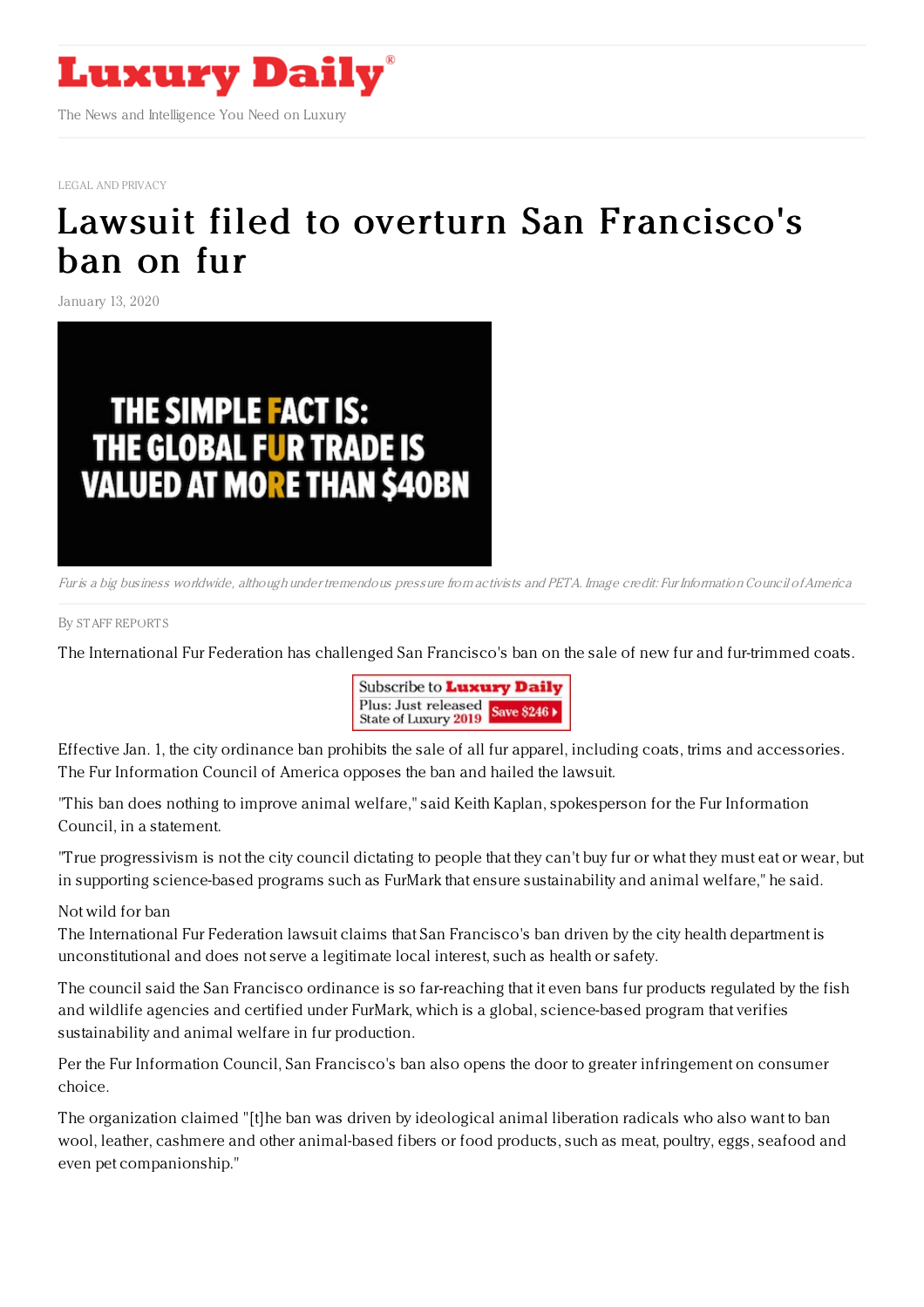# Luxury Daily

The News and Intelligence You Need on Luxury

LEGAL AND PRIVACY

# Lawsuit filed to overturn San Francisco's ban on fur

January 13, 2020

*Fur is a big business worldwide, although under tremendous pressure from activists and PETA. Image credit: Fur Information Council of America*

By STAFF REPORTS

The International Fur Federation has challenged San Francisco's ban on the sale of new fur and fur-trimmed coats.

Effective Jan. 1, the city ordinance ban prohibits the sale of all fur apparel, including coats, trims and accessories. The Fur Information Council of America opposes the ban and hailed the lawsuit.

"This ban does nothing to improve animal welfare," said Keith Kaplan, spokesperson for the Fur Information Council, in a statement.

"True progressivism is not the city council dictating to people that they can't buy fur or what they must eat or wear, but in supporting science-based programs such as FurMark that ensure sustainability and animal welfare," he said.

Not wild for ban

The International Fur Federation lawsuit claims that San Francisco's ban driven by the city health department is unconstitutional and does not serve a legitimate local interest, such as health or safety.

The council said the San Francisco ordinance is so far-reaching that it even bans fur products regulated by the fish and wildlife agencies and certified under FurMark, which is a global, science-based program that verifies sustainability and animal welfare in fur production.

Per the Fur Information Council, San Francisco's ban also opens the door to greater infringement on consumer choice.

The organization claimed "[t]he ban was driven by ideological animal liberation radicals who also want to ban wool, leather, cashmere and other animal-based fibers or food products, such as meat, poultry, eggs, seafood and even pet companionship."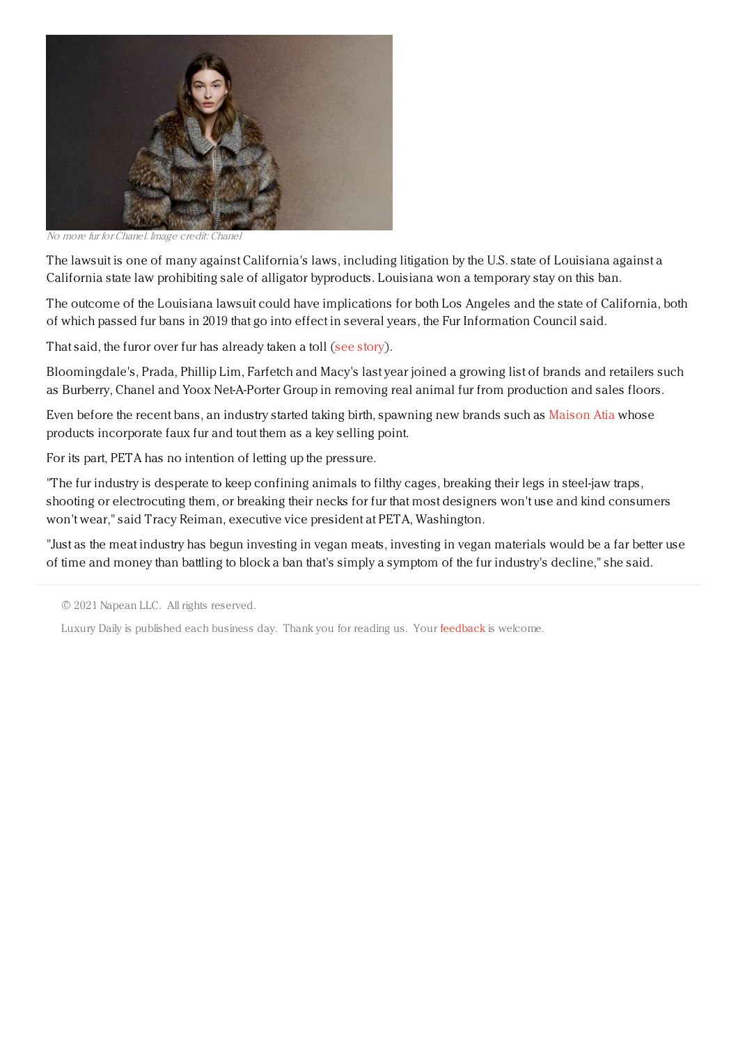*No more fur for Chanel. Image credit: Chanel*

The lawsuit is one of many against California's laws, including litigation by the U.S. state of Louisiana against a California state law prohibiting sale of alligator byproducts. Louisiana won a temporary stay on this ban.

The outcome of the Louisiana lawsuit could have implications for both Los Angeles and the state of California, both of which passed fur bans in 2019 that go into effect in several years, the Fur Information Council said.

That said, the furor over fur has already taken a toll (see story).

Bloomingdale's, Prada, Phillip Lim, Farfetch and Macy's last year joined a growing list of brands and retailers such as Burberry, Chanel and Yoox Net-A-Porter Group in removing real animal fur from production and sales floors.

Even before the recent bans, an industry started taking birth, spawning new brands such as Maison Atia whose products incorporate faux fur and tout them as a key selling point.

For its part, PETA has no intention of letting up the pressure.

"The fur industry is desperate to keep confining animals to filthy cages, breaking their legs in steel-jaw traps, shooting or electrocuting them, or breaking their necks for fur that most designers won't use and kind consumers won't wear," said Tracy Reiman, executive vice president at PETA, Washington.

"Just as the meat industry has begun investing in vegan meats, investing in vegan materials would be a far better use of time and money than battling to block a ban that's simply a symptom of the fur industry's decline," she said.

© 2021 Napean LLC. All rights reserved.

Luxury Daily is published each business day. Thank you for reading us. Your feedback is welcome.